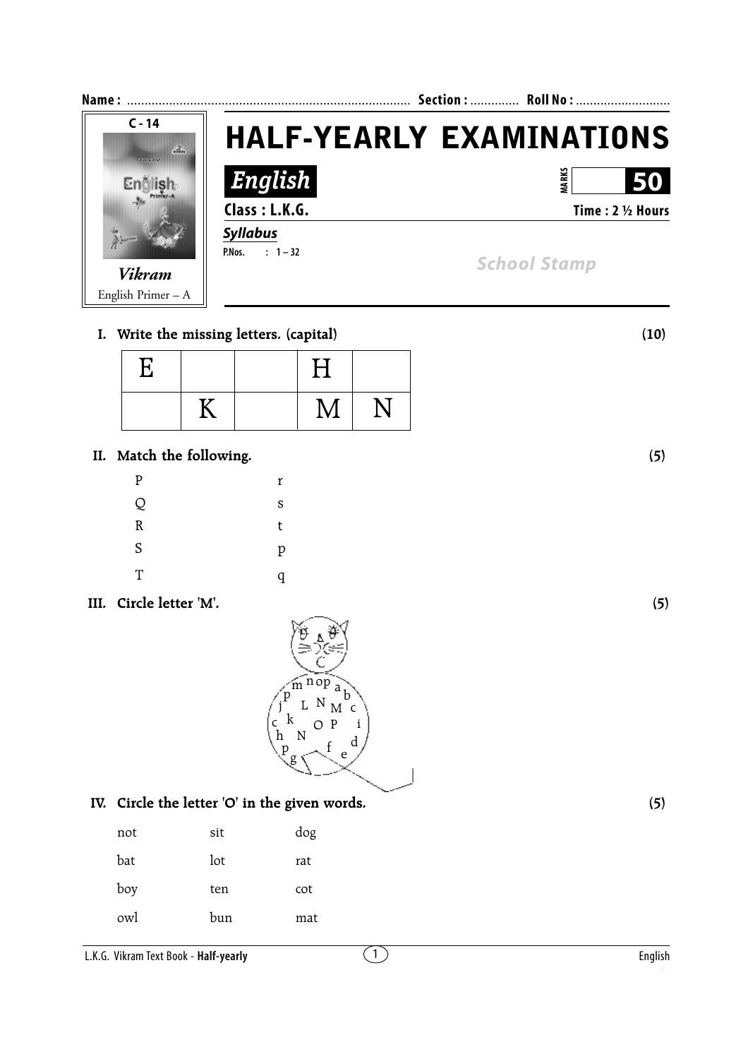Name : ................................................................................ Section : ............. Roll No : ..........................

C - 14

*Vikram*

English Primer – A

# HALF-YEARLY EXAMINATIONS

## *English*

MARKS 50

**Class : L.K.G.** **Time : 2 ½ Hours**

***Syllabus***

**P.Nos. : 1 – 32**

*School Stamp*

**I. Write the missing letters. (capital)** **(10)**

| E | | | H | |
|---|---|---|---|---|
| | K | | M | N |

**II. Match the following.** **(5)**

| | |
|---|---|
| P | r |
| Q | s |
| R | t |
| S | p |
| T | q |

**III. Circle letter 'M'.** **(5)**

m n o p a b p j L N M c c k O P i h N d p g f e

**IV. Circle the letter 'O' in the given words.** **(5)**

| | | |
|---|---|---|
| not | sit | dog |
| bat | lot | rat |
| boy | ten | cot |
| owl | bun | mat |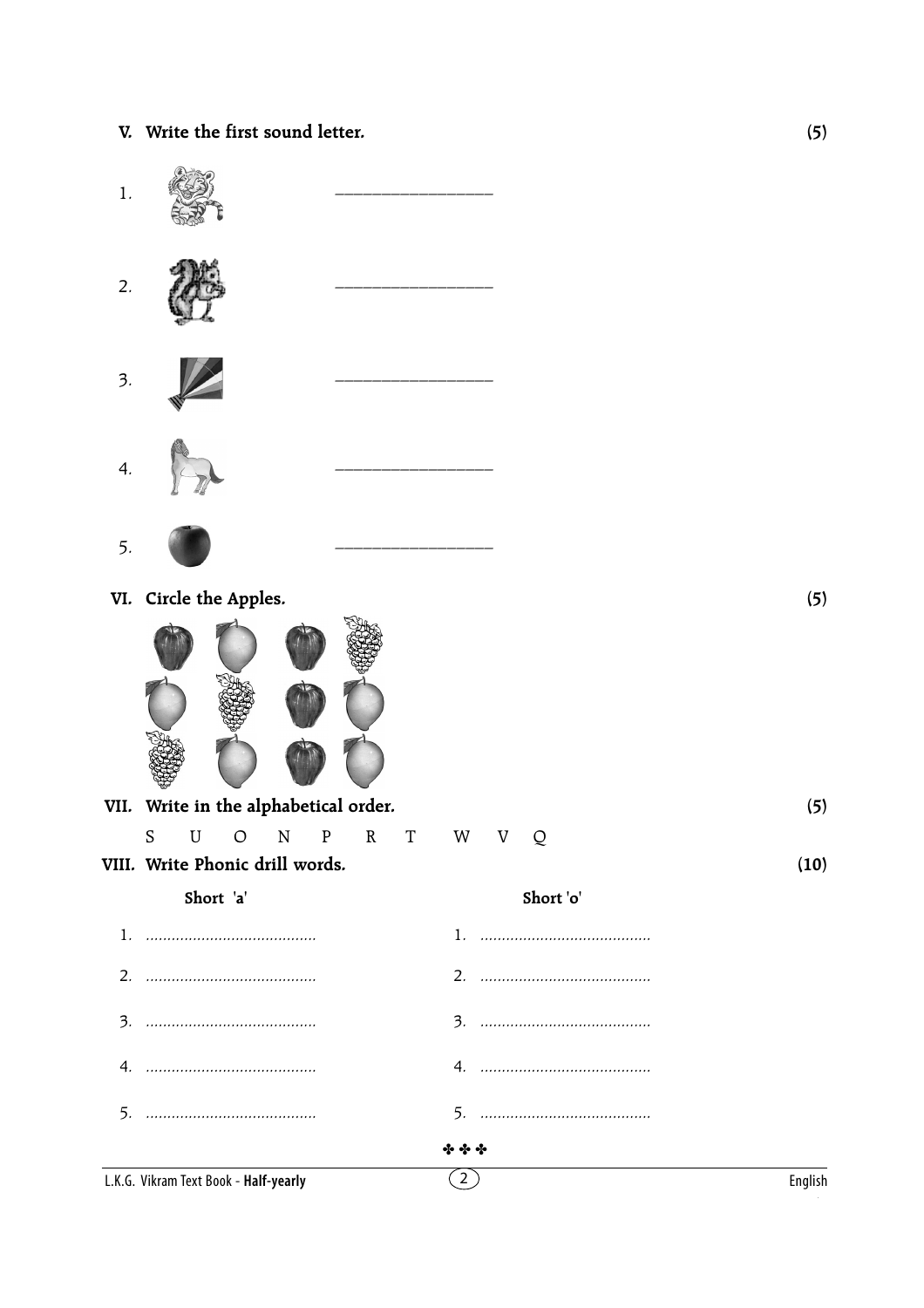**V. Write the first sound letter.** **(5)**

1. ____________________

2. ____________________

3. ____________________

4. ____________________

5. ____________________

**VI. Circle the Apples.** **(5)**

**VII. Write in the alphabetical order.** **(5)**

S U O N P R T W V Q

**VIII. Write Phonic drill words.** **(10)**

| Short 'a' | Short 'o' |
| --- | --- |
| 1. ........................................ | 1. ........................................ |
| 2. ........................................ | 2. ........................................ |
| 3. ........................................ | 3. ........................................ |
| 4. ........................................ | 4. ........................................ |
| 5. ........................................ | 5. ........................................ |

✤ ✤ ✤